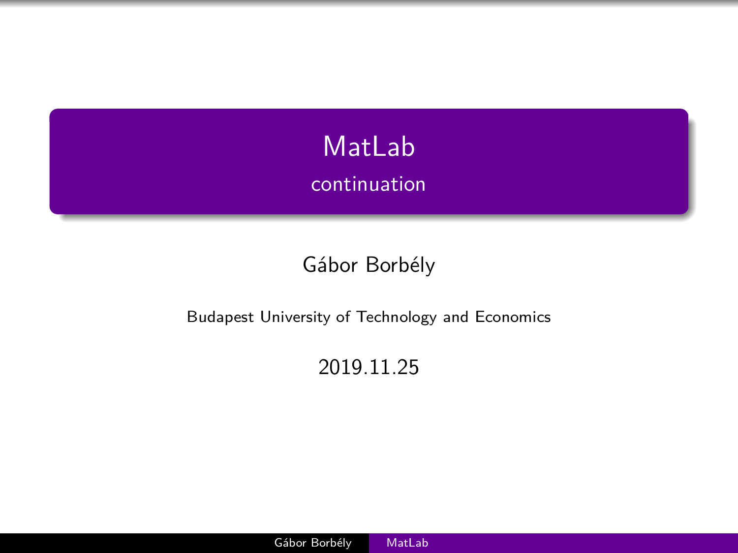# MatLab

## continuation

Gábor Borbély

Budapest University of Technology and Economics

2019.11.25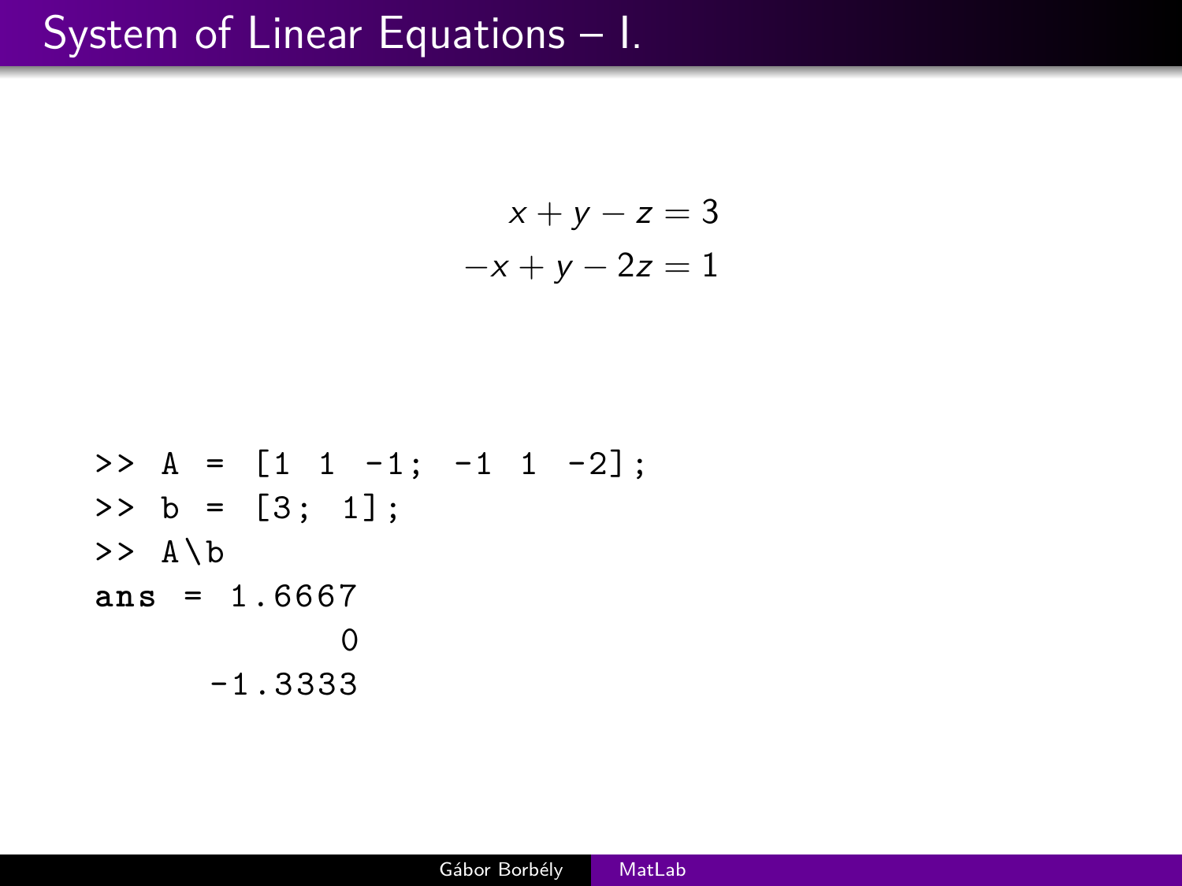# System of Linear Equations – I.

$$
\begin{aligned}
x + y - z &= 3 \\
-x + y - 2z &= 1
\end{aligned}
$$

```
>> A = [1 1 -1; -1 1 -2];
>> b = [3; 1];
>> A\b
ans = 1.6667
           0
     -1.3333
```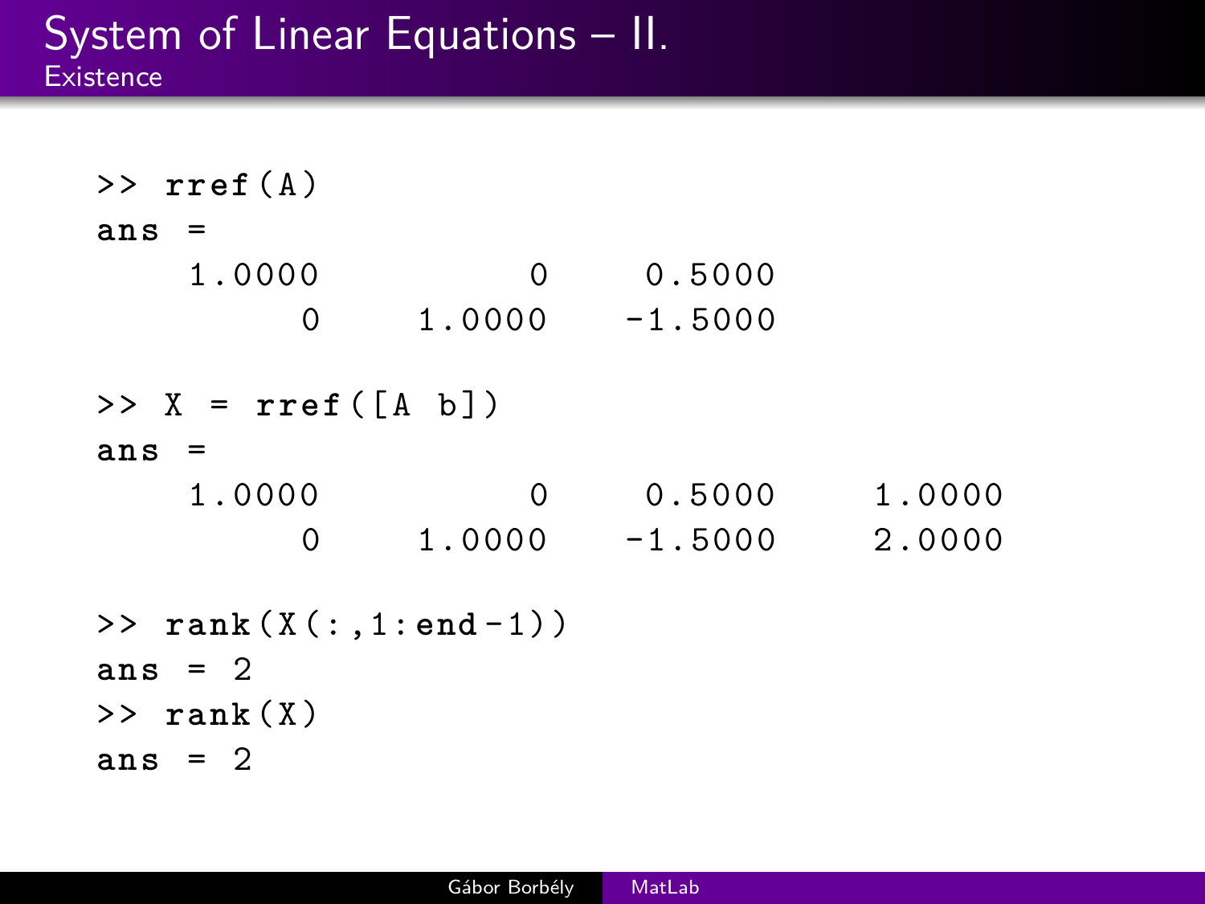# System of Linear Equations – II.

## Existence

```
>> rref(A)
ans =
    1.0000         0    0.5000
         0    1.0000   -1.5000

>> X = rref([A b])
ans =
    1.0000         0    0.5000    1.0000
         0    1.0000   -1.5000    2.0000

>> rank(X(:,1:end-1))
ans = 2
>> rank(X)
ans = 2
```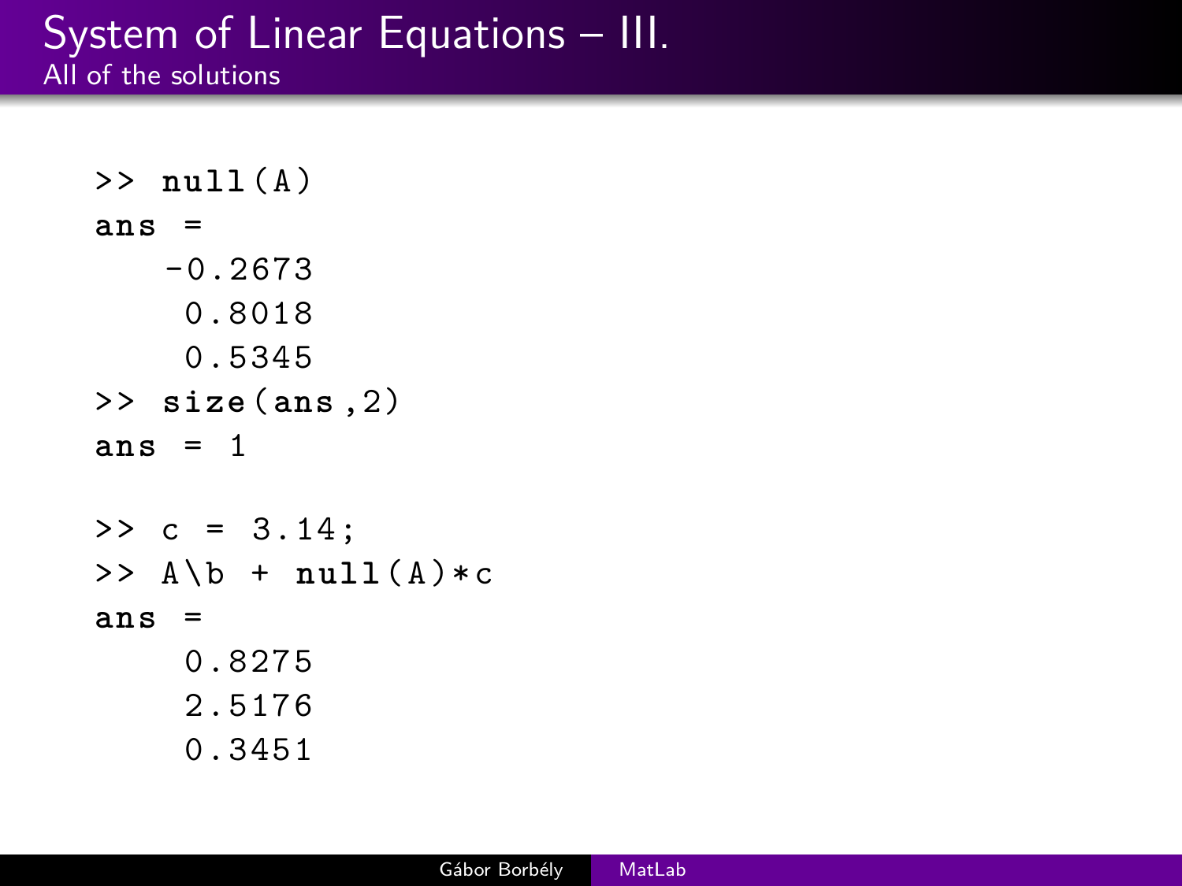# System of Linear Equations – III.

## All of the solutions

```
>> null(A)
ans =
   -0.2673
    0.8018
    0.5345
>> size(ans,2)
ans = 1

>> c = 3.14;
>> A\b + null(A)*c
ans =
    0.8275
    2.5176
    0.3451
```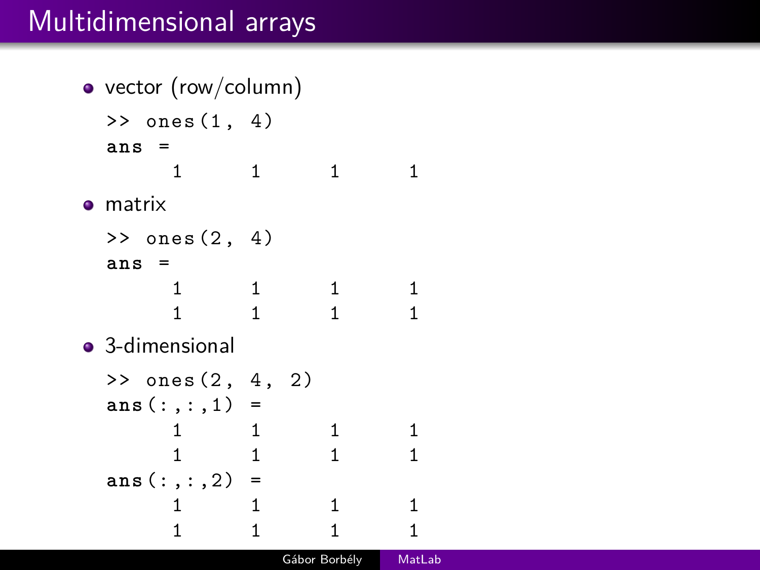# Multidimensional arrays

- vector (row/column)

```
>> ones(1, 4)
ans =
     1     1     1     1
```

- matrix

```
>> ones(2, 4)
ans =
     1     1     1     1
     1     1     1     1
```

- 3-dimensional

```
>> ones(2, 4, 2)
ans(:,:,1) =
     1     1     1     1
     1     1     1     1
ans(:,:,2) =
     1     1     1     1
     1     1     1     1
```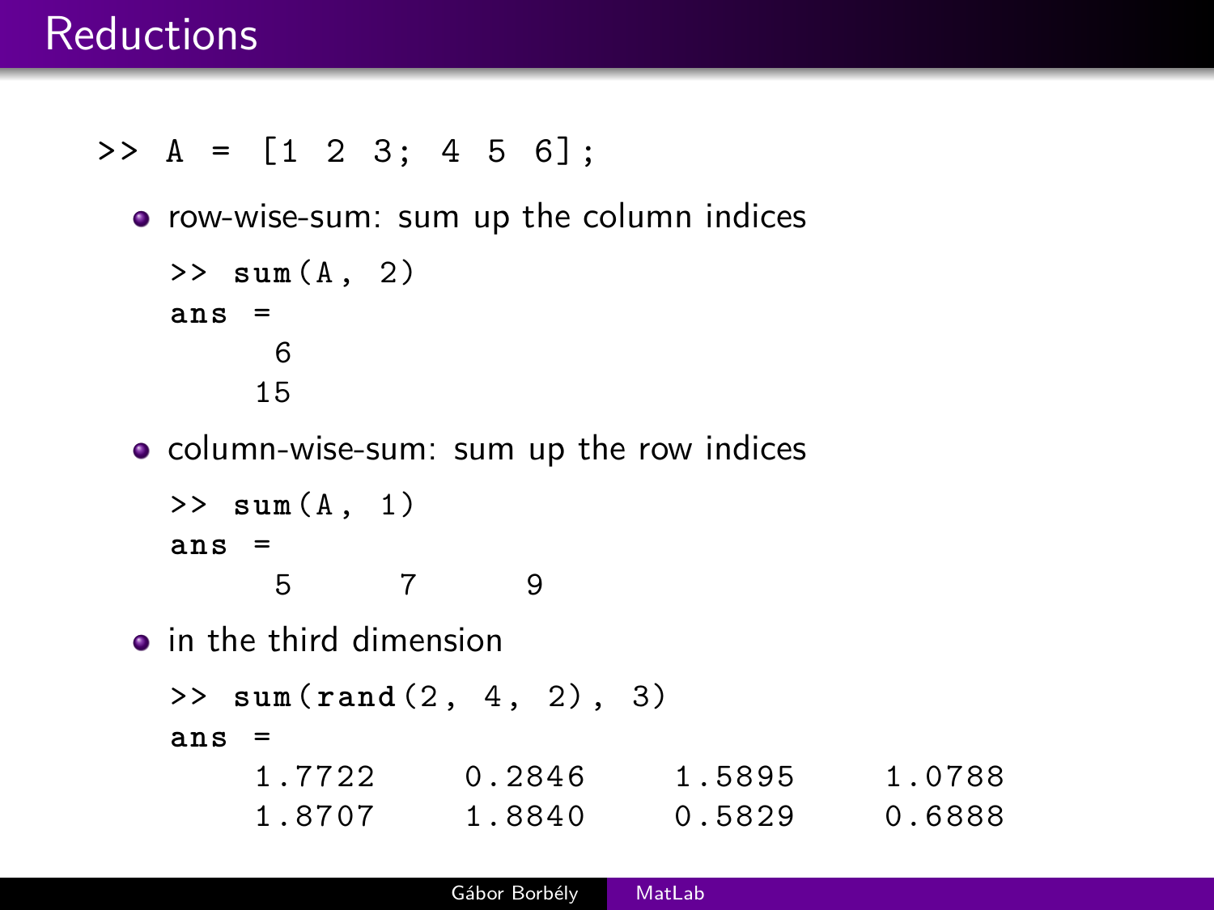# Reductions

```
>> A = [1 2 3; 4 5 6];
```

- row-wise-sum: sum up the column indices

```
>> sum(A, 2)
ans =
      6
     15
```

- column-wise-sum: sum up the row indices

```
>> sum(A, 1)
ans =
      5      7      9
```

- in the third dimension

```
>> sum(rand(2, 4, 2), 3)
ans =
    1.7722    0.2846    1.5895    1.0788
    1.8707    1.8840    0.5829    0.6888
```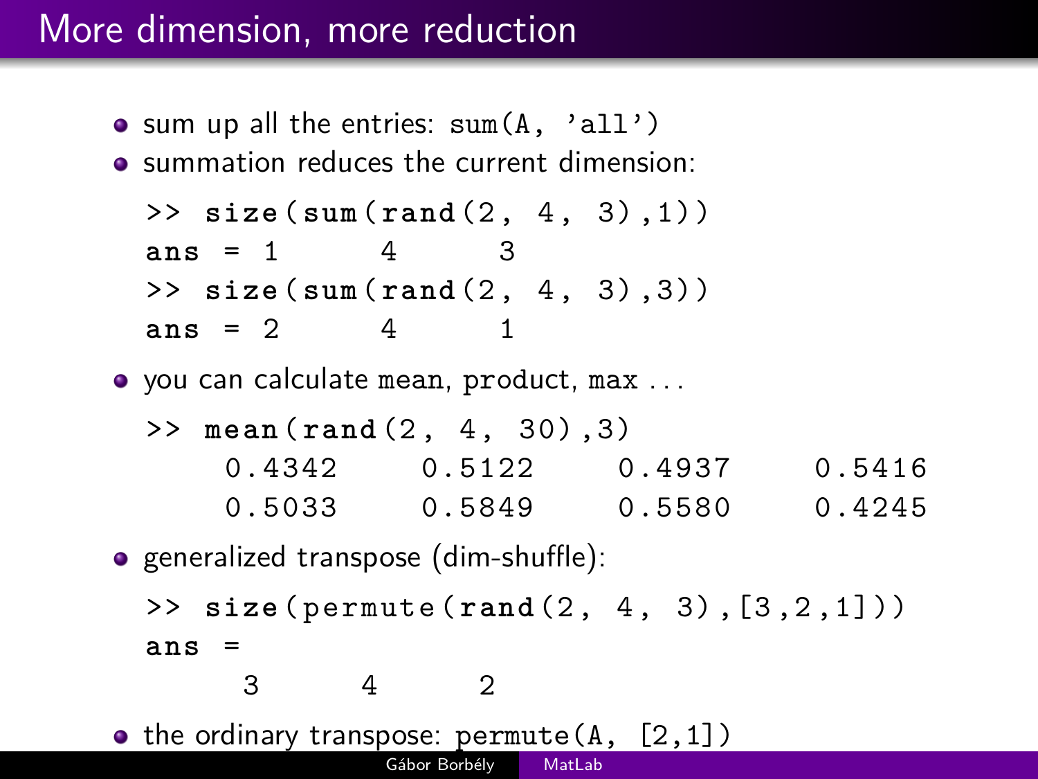# More dimension, more reduction

- sum up all the entries: `sum(A, 'all')`
- summation reduces the current dimension:

```
>> size(sum(rand(2, 4, 3),1))
ans = 1      4      3
>> size(sum(rand(2, 4, 3),3))
ans = 2      4      1
```

- you can calculate `mean`, `product`, `max` ...

```
>> mean(rand(2, 4, 30),3)
    0.4342    0.5122    0.4937    0.5416
    0.5033    0.5849    0.5580    0.4245
```

- generalized transpose (dim-shuffle):

```
>> size(permute(rand(2, 4, 3),[3,2,1]))
ans =
     3      4      2
```

- the ordinary transpose: `permute(A, [2,1])`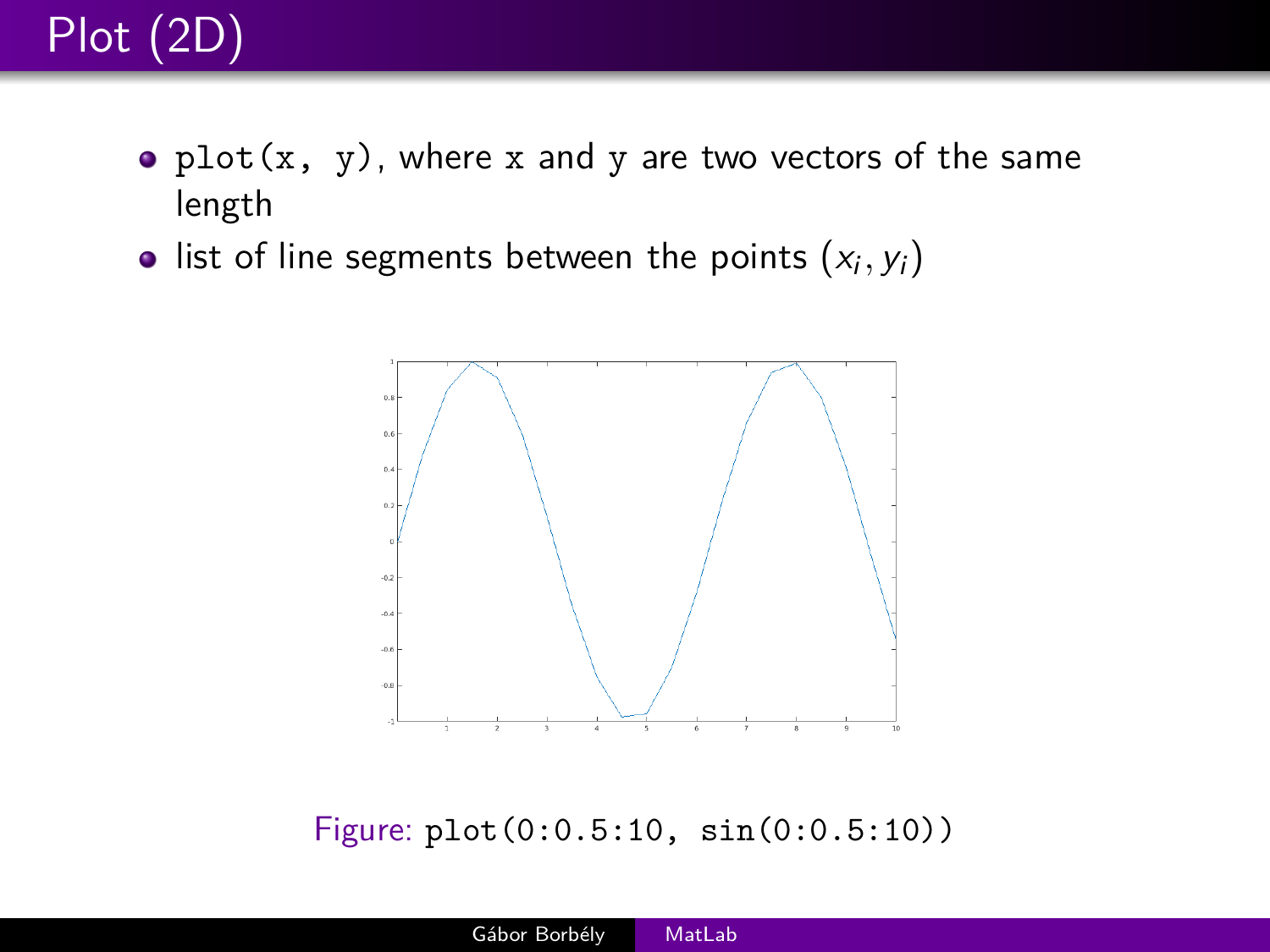# Plot (2D)

- `plot(x, y)`, where `x` and `y` are two vectors of the same length
- list of line segments between the points $(x_i, y_i)$

Figure: `plot(0:0.5:10, sin(0:0.5:10))`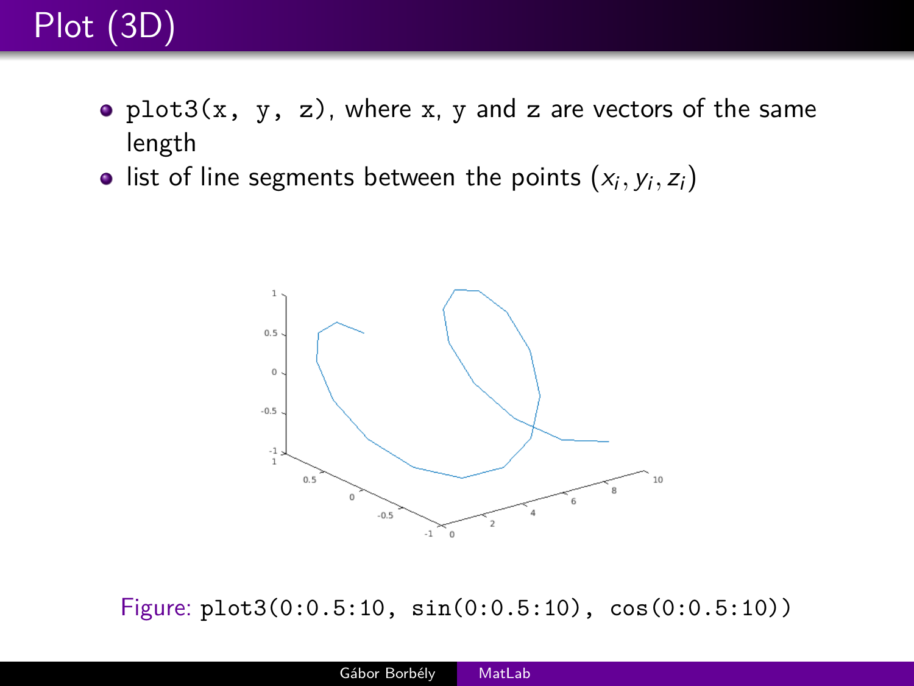# Plot (3D)

- `plot3(x, y, z)`, where `x`, `y` and `z` are vectors of the same length
- list of line segments between the points $(x_i, y_i, z_i)$

Figure: `plot3(0:0.5:10, sin(0:0.5:10), cos(0:0.5:10))`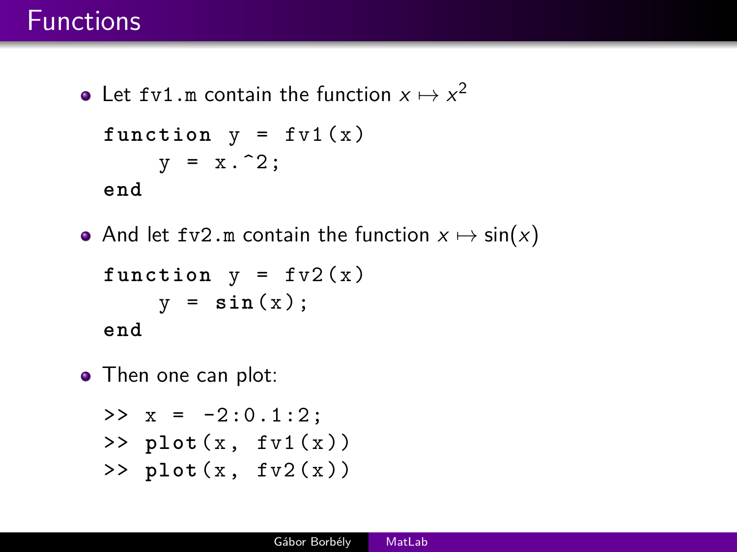# Functions

- Let `fv1.m` contain the function $x \mapsto x^2$

```
function y = fv1(x)
    y = x.^2;
end
```

- And let `fv2.m` contain the function $x \mapsto \sin(x)$

```
function y = fv2(x)
    y = sin(x);
end
```

- Then one can plot:

```
>> x = -2:0.1:2;
>> plot(x, fv1(x))
>> plot(x, fv2(x))
```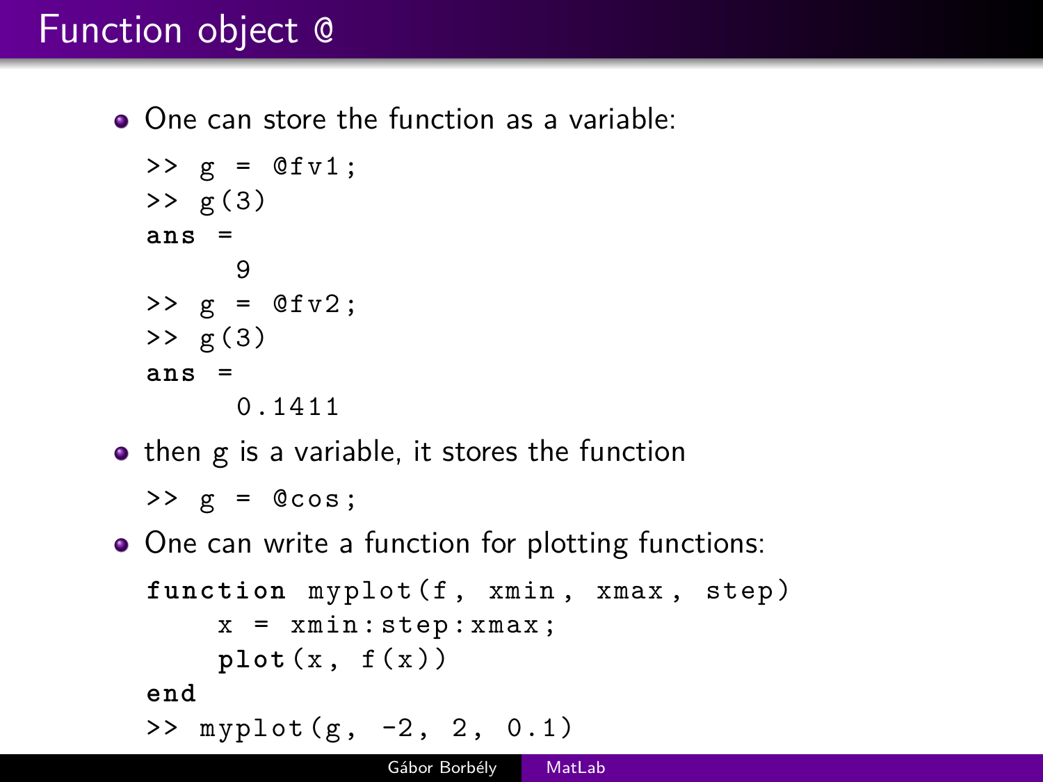# Function object @

- One can store the function as a variable:

```
>> g = @fv1;
>> g(3)
ans =
      9
>> g = @fv2;
>> g(3)
ans =
      0.1411
```

- then g is a variable, it stores the function

```
>> g = @cos;
```

- One can write a function for plotting functions:

```
function myplot(f, xmin, xmax, step)
    x = xmin:step:xmax;
    plot(x, f(x))
end
>> myplot(g, -2, 2, 0.1)
```